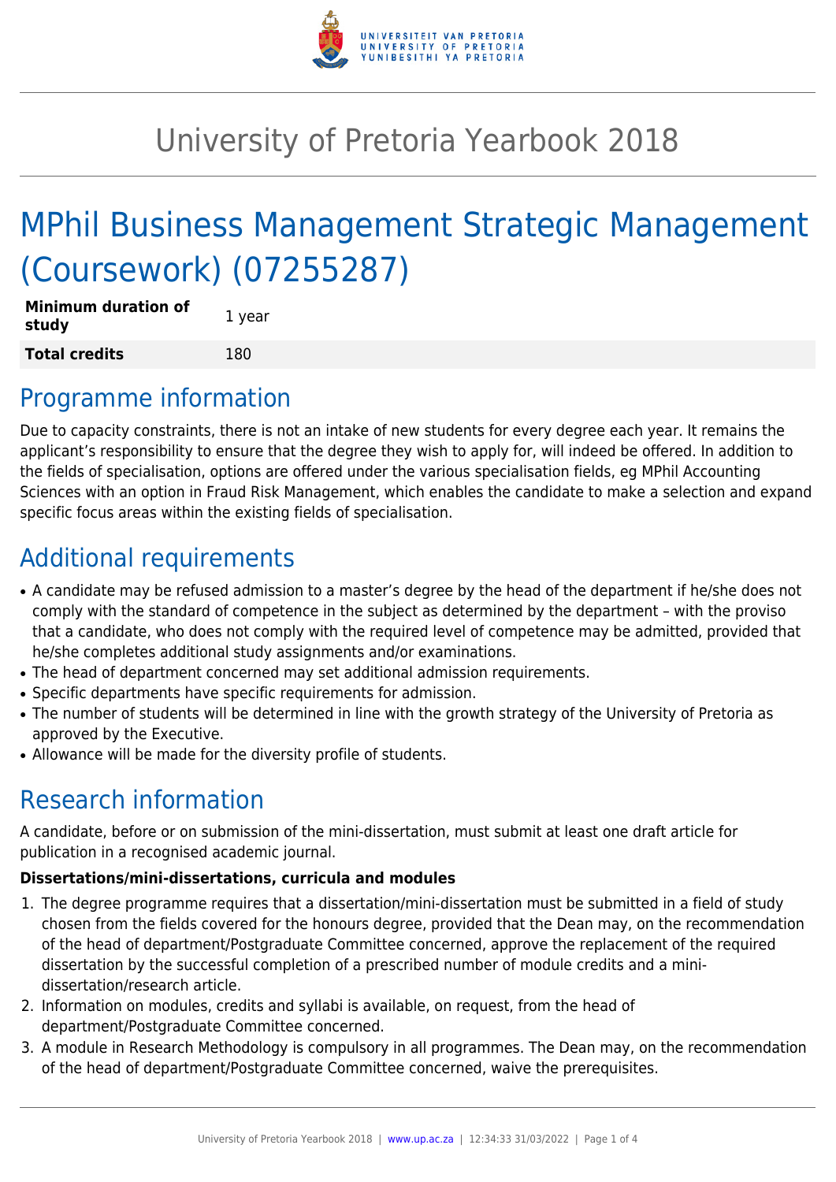# University of Pretoria Yearbook 2018

# MPhil Business Management Strategic Management (Coursework) (07255287)

| **Minimum duration of study** | 1 year |
|---|---|
| **Total credits** | 180 |

## Programme information

Due to capacity constraints, there is not an intake of new students for every degree each year. It remains the applicant's responsibility to ensure that the degree they wish to apply for, will indeed be offered. In addition to the fields of specialisation, options are offered under the various specialisation fields, eg MPhil Accounting Sciences with an option in Fraud Risk Management, which enables the candidate to make a selection and expand specific focus areas within the existing fields of specialisation.

## Additional requirements

- A candidate may be refused admission to a master's degree by the head of the department if he/she does not comply with the standard of competence in the subject as determined by the department – with the proviso that a candidate, who does not comply with the required level of competence may be admitted, provided that he/she completes additional study assignments and/or examinations.
- The head of department concerned may set additional admission requirements.
- Specific departments have specific requirements for admission.
- The number of students will be determined in line with the growth strategy of the University of Pretoria as approved by the Executive.
- Allowance will be made for the diversity profile of students.

## Research information

A candidate, before or on submission of the mini-dissertation, must submit at least one draft article for publication in a recognised academic journal.

**Dissertations/mini-dissertations, curricula and modules**

1. The degree programme requires that a dissertation/mini-dissertation must be submitted in a field of study chosen from the fields covered for the honours degree, provided that the Dean may, on the recommendation of the head of department/Postgraduate Committee concerned, approve the replacement of the required dissertation by the successful completion of a prescribed number of module credits and a mini-dissertation/research article.
2. Information on modules, credits and syllabi is available, on request, from the head of department/Postgraduate Committee concerned.
3. A module in Research Methodology is compulsory in all programmes. The Dean may, on the recommendation of the head of department/Postgraduate Committee concerned, waive the prerequisites.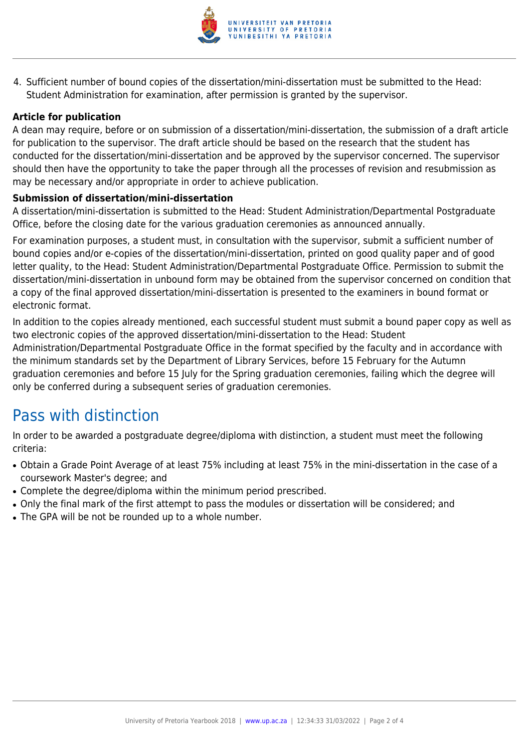4. Sufficient number of bound copies of the dissertation/mini-dissertation must be submitted to the Head: Student Administration for examination, after permission is granted by the supervisor.

**Article for publication**

A dean may require, before or on submission of a dissertation/mini-dissertation, the submission of a draft article for publication to the supervisor. The draft article should be based on the research that the student has conducted for the dissertation/mini-dissertation and be approved by the supervisor concerned. The supervisor should then have the opportunity to take the paper through all the processes of revision and resubmission as may be necessary and/or appropriate in order to achieve publication.

**Submission of dissertation/mini-dissertation**

A dissertation/mini-dissertation is submitted to the Head: Student Administration/Departmental Postgraduate Office, before the closing date for the various graduation ceremonies as announced annually.

For examination purposes, a student must, in consultation with the supervisor, submit a sufficient number of bound copies and/or e-copies of the dissertation/mini-dissertation, printed on good quality paper and of good letter quality, to the Head: Student Administration/Departmental Postgraduate Office. Permission to submit the dissertation/mini-dissertation in unbound form may be obtained from the supervisor concerned on condition that a copy of the final approved dissertation/mini-dissertation is presented to the examiners in bound format or electronic format.

In addition to the copies already mentioned, each successful student must submit a bound paper copy as well as two electronic copies of the approved dissertation/mini-dissertation to the Head: Student Administration/Departmental Postgraduate Office in the format specified by the faculty and in accordance with the minimum standards set by the Department of Library Services, before 15 February for the Autumn graduation ceremonies and before 15 July for the Spring graduation ceremonies, failing which the degree will only be conferred during a subsequent series of graduation ceremonies.

## Pass with distinction

In order to be awarded a postgraduate degree/diploma with distinction, a student must meet the following criteria:

- Obtain a Grade Point Average of at least 75% including at least 75% in the mini-dissertation in the case of a coursework Master's degree; and
- Complete the degree/diploma within the minimum period prescribed.
- Only the final mark of the first attempt to pass the modules or dissertation will be considered; and
- The GPA will be not be rounded up to a whole number.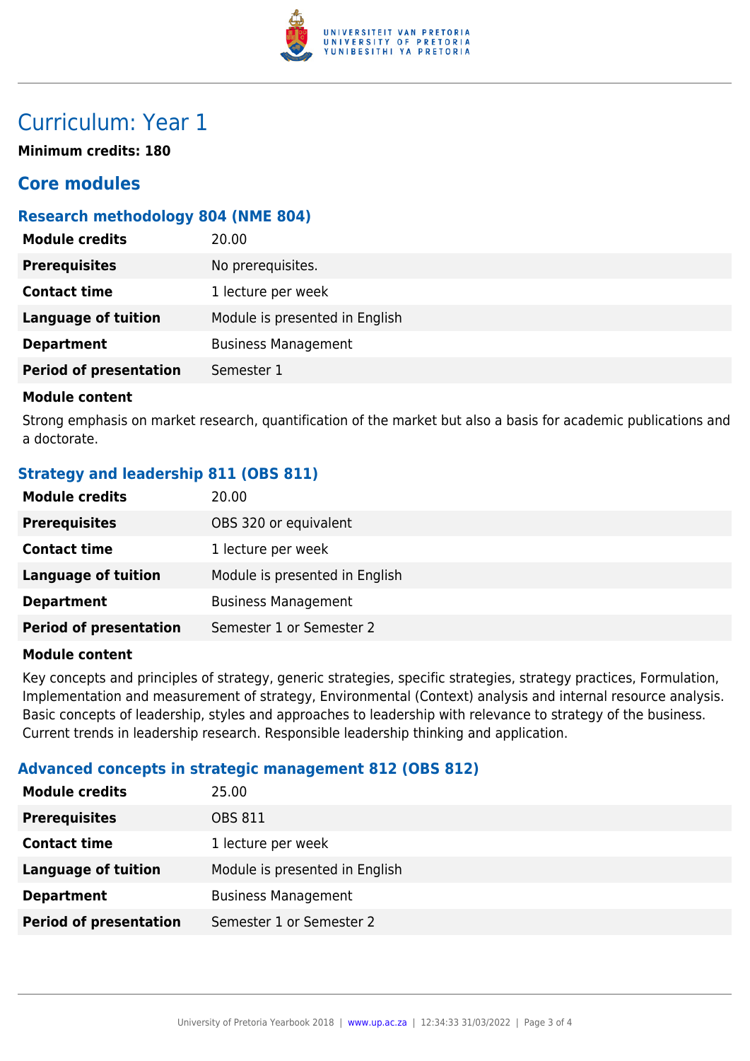# Curriculum: Year 1

**Minimum credits: 180**

## Core modules

### Research methodology 804 (NME 804)

| | |
|---|---|
| **Module credits** | 20.00 |
| **Prerequisites** | No prerequisites. |
| **Contact time** | 1 lecture per week |
| **Language of tuition** | Module is presented in English |
| **Department** | Business Management |
| **Period of presentation** | Semester 1 |

**Module content**

Strong emphasis on market research, quantification of the market but also a basis for academic publications and a doctorate.

### Strategy and leadership 811 (OBS 811)

| | |
|---|---|
| **Module credits** | 20.00 |
| **Prerequisites** | OBS 320 or equivalent |
| **Contact time** | 1 lecture per week |
| **Language of tuition** | Module is presented in English |
| **Department** | Business Management |
| **Period of presentation** | Semester 1 or Semester 2 |

**Module content**

Key concepts and principles of strategy, generic strategies, specific strategies, strategy practices, Formulation, Implementation and measurement of strategy, Environmental (Context) analysis and internal resource analysis. Basic concepts of leadership, styles and approaches to leadership with relevance to strategy of the business. Current trends in leadership research. Responsible leadership thinking and application.

### Advanced concepts in strategic management 812 (OBS 812)

| | |
|---|---|
| **Module credits** | 25.00 |
| **Prerequisites** | OBS 811 |
| **Contact time** | 1 lecture per week |
| **Language of tuition** | Module is presented in English |
| **Department** | Business Management |
| **Period of presentation** | Semester 1 or Semester 2 |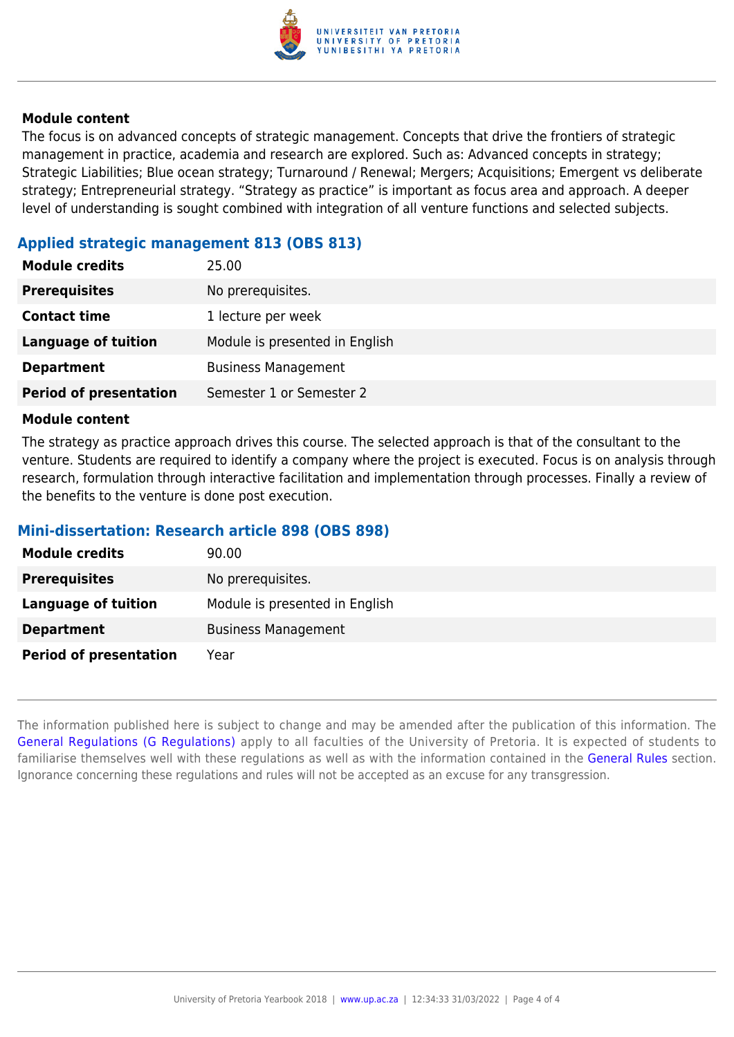**Module content**

The focus is on advanced concepts of strategic management. Concepts that drive the frontiers of strategic management in practice, academia and research are explored. Such as: Advanced concepts in strategy; Strategic Liabilities; Blue ocean strategy; Turnaround / Renewal; Mergers; Acquisitions; Emergent vs deliberate strategy; Entrepreneurial strategy. "Strategy as practice" is important as focus area and approach. A deeper level of understanding is sought combined with integration of all venture functions and selected subjects.

### Applied strategic management 813 (OBS 813)

| | |
|---|---|
| **Module credits** | 25.00 |
| **Prerequisites** | No prerequisites. |
| **Contact time** | 1 lecture per week |
| **Language of tuition** | Module is presented in English |
| **Department** | Business Management |
| **Period of presentation** | Semester 1 or Semester 2 |

**Module content**

The strategy as practice approach drives this course. The selected approach is that of the consultant to the venture. Students are required to identify a company where the project is executed. Focus is on analysis through research, formulation through interactive facilitation and implementation through processes. Finally a review of the benefits to the venture is done post execution.

### Mini-dissertation: Research article 898 (OBS 898)

| | |
|---|---|
| **Module credits** | 90.00 |
| **Prerequisites** | No prerequisites. |
| **Language of tuition** | Module is presented in English |
| **Department** | Business Management |
| **Period of presentation** | Year |

The information published here is subject to change and may be amended after the publication of this information. The General Regulations (G Regulations) apply to all faculties of the University of Pretoria. It is expected of students to familiarise themselves well with these regulations as well as with the information contained in the General Rules section. Ignorance concerning these regulations and rules will not be accepted as an excuse for any transgression.